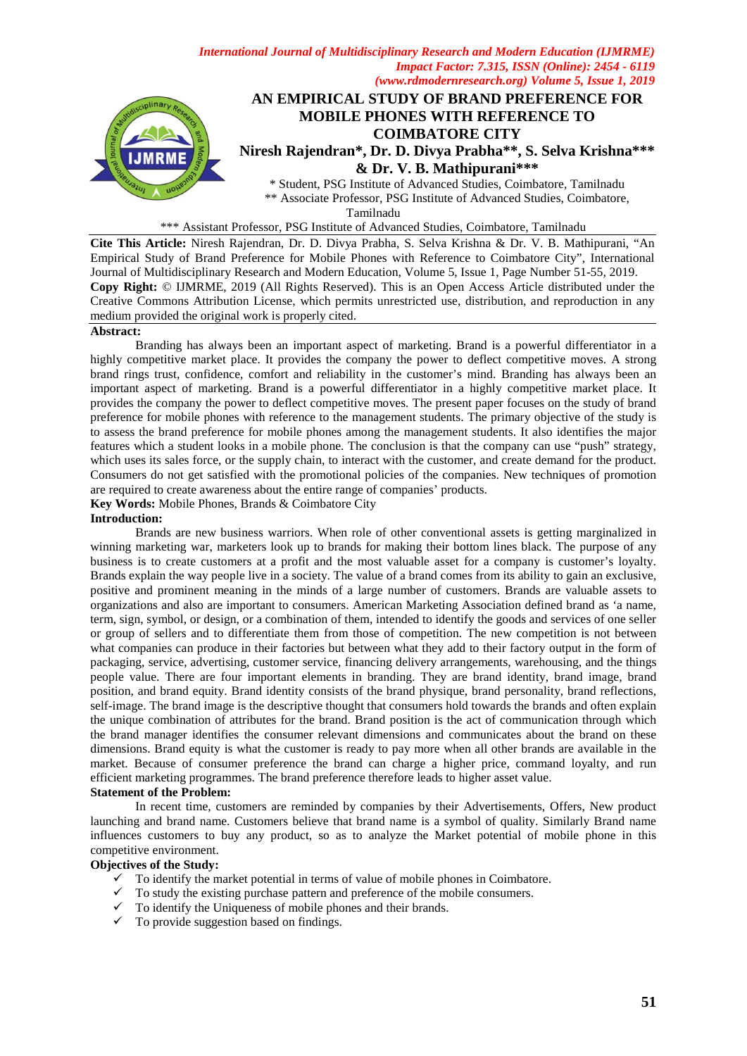# AN EMPIRICAL STUDY OF BRAND PREFERENCE FOR MOBILE PHONES WITH REFERENCE TO COIMBATORE CITY

**Niresh Rajendran\*, Dr. D. Divya Prabha\*\*, S. Selva Krishna\*\*\* & Dr. V. B. Mathipurani\*\*\***

\* Student, PSG Institute of Advanced Studies, Coimbatore, Tamilnadu
\*\* Associate Professor, PSG Institute of Advanced Studies, Coimbatore, Tamilnadu
\*\*\* Assistant Professor, PSG Institute of Advanced Studies, Coimbatore, Tamilnadu

**Cite This Article:** Niresh Rajendran, Dr. D. Divya Prabha, S. Selva Krishna & Dr. V. B. Mathipurani, "An Empirical Study of Brand Preference for Mobile Phones with Reference to Coimbatore City", International Journal of Multidisciplinary Research and Modern Education, Volume 5, Issue 1, Page Number 51-55, 2019.

**Copy Right:** © IJMRME, 2019 (All Rights Reserved). This is an Open Access Article distributed under the Creative Commons Attribution License, which permits unrestricted use, distribution, and reproduction in any medium provided the original work is properly cited.

**Abstract:**

Branding has always been an important aspect of marketing. Brand is a powerful differentiator in a highly competitive market place. It provides the company the power to deflect competitive moves. A strong brand rings trust, confidence, comfort and reliability in the customer's mind. Branding has always been an important aspect of marketing. Brand is a powerful differentiator in a highly competitive market place. It provides the company the power to deflect competitive moves. The present paper focuses on the study of brand preference for mobile phones with reference to the management students. The primary objective of the study is to assess the brand preference for mobile phones among the management students. It also identifies the major features which a student looks in a mobile phone. The conclusion is that the company can use "push" strategy, which uses its sales force, or the supply chain, to interact with the customer, and create demand for the product. Consumers do not get satisfied with the promotional policies of the companies. New techniques of promotion are required to create awareness about the entire range of companies' products.

**Key Words:** Mobile Phones, Brands & Coimbatore City

**Introduction:**

Brands are new business warriors. When role of other conventional assets is getting marginalized in winning marketing war, marketers look up to brands for making their bottom lines black. The purpose of any business is to create customers at a profit and the most valuable asset for a company is customer's loyalty. Brands explain the way people live in a society. The value of a brand comes from its ability to gain an exclusive, positive and prominent meaning in the minds of a large number of customers. Brands are valuable assets to organizations and also are important to consumers. American Marketing Association defined brand as 'a name, term, sign, symbol, or design, or a combination of them, intended to identify the goods and services of one seller or group of sellers and to differentiate them from those of competition. The new competition is not between what companies can produce in their factories but between what they add to their factory output in the form of packaging, service, advertising, customer service, financing delivery arrangements, warehousing, and the things people value. There are four important elements in branding. They are brand identity, brand image, brand position, and brand equity. Brand identity consists of the brand physique, brand personality, brand reflections, self-image. The brand image is the descriptive thought that consumers hold towards the brands and often explain the unique combination of attributes for the brand. Brand position is the act of communication through which the brand manager identifies the consumer relevant dimensions and communicates about the brand on these dimensions. Brand equity is what the customer is ready to pay more when all other brands are available in the market. Because of consumer preference the brand can charge a higher price, command loyalty, and run efficient marketing programmes. The brand preference therefore leads to higher asset value.

**Statement of the Problem:**

In recent time, customers are reminded by companies by their Advertisements, Offers, New product launching and brand name. Customers believe that brand name is a symbol of quality. Similarly Brand name influences customers to buy any product, so as to analyze the Market potential of mobile phone in this competitive environment.

**Objectives of the Study:**

- ✓ To identify the market potential in terms of value of mobile phones in Coimbatore.
- ✓ To study the existing purchase pattern and preference of the mobile consumers.
- ✓ To identify the Uniqueness of mobile phones and their brands.
- ✓ To provide suggestion based on findings.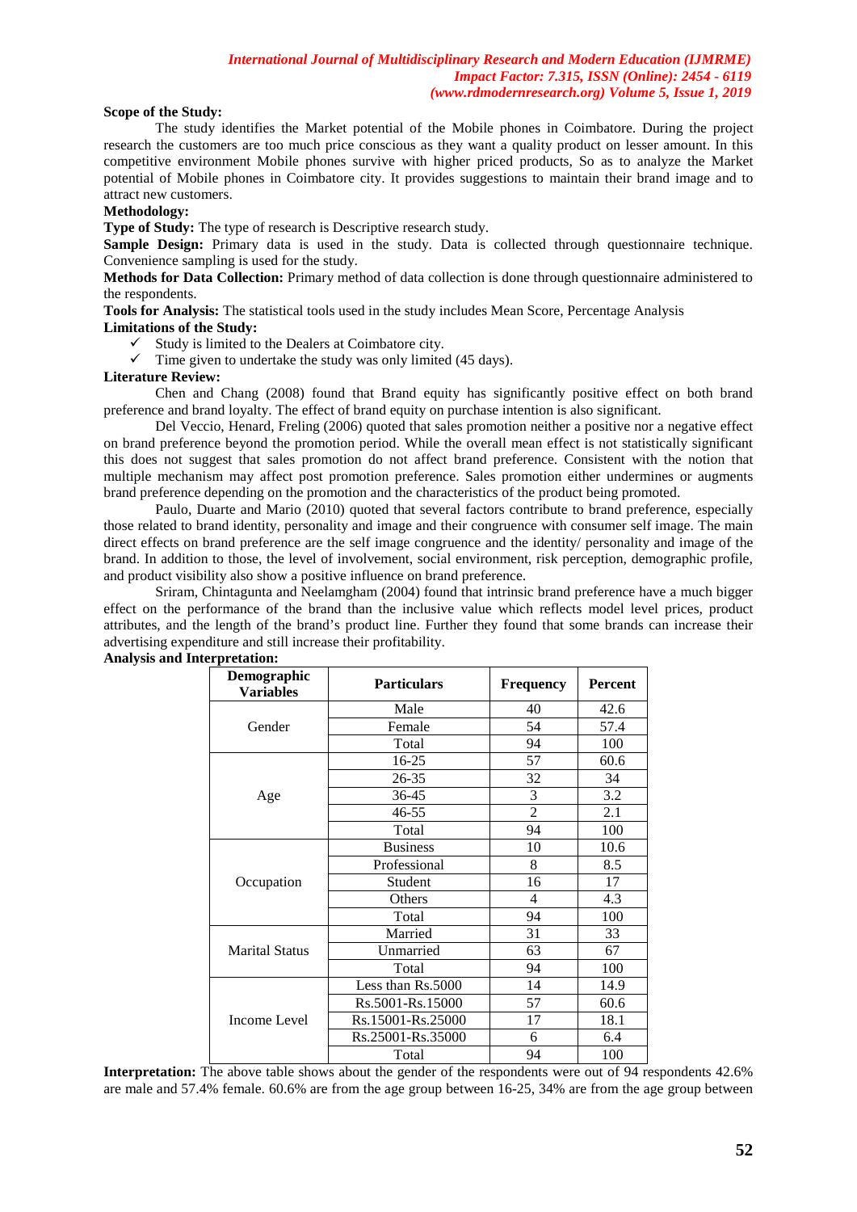**Scope of the Study:**

The study identifies the Market potential of the Mobile phones in Coimbatore. During the project research the customers are too much price conscious as they want a quality product on lesser amount. In this competitive environment Mobile phones survive with higher priced products, So as to analyze the Market potential of Mobile phones in Coimbatore city. It provides suggestions to maintain their brand image and to attract new customers.

**Methodology:**

**Type of Study:** The type of research is Descriptive research study.

**Sample Design:** Primary data is used in the study. Data is collected through questionnaire technique. Convenience sampling is used for the study.

**Methods for Data Collection:** Primary method of data collection is done through questionnaire administered to the respondents.

**Tools for Analysis:** The statistical tools used in the study includes Mean Score, Percentage Analysis

**Limitations of the Study:**

- ✓ Study is limited to the Dealers at Coimbatore city.
- ✓ Time given to undertake the study was only limited (45 days).

**Literature Review:**

Chen and Chang (2008) found that Brand equity has significantly positive effect on both brand preference and brand loyalty. The effect of brand equity on purchase intention is also significant.

Del Veccio, Henard, Freling (2006) quoted that sales promotion neither a positive nor a negative effect on brand preference beyond the promotion period. While the overall mean effect is not statistically significant this does not suggest that sales promotion do not affect brand preference. Consistent with the notion that multiple mechanism may affect post promotion preference. Sales promotion either undermines or augments brand preference depending on the promotion and the characteristics of the product being promoted.

Paulo, Duarte and Mario (2010) quoted that several factors contribute to brand preference, especially those related to brand identity, personality and image and their congruence with consumer self image. The main direct effects on brand preference are the self image congruence and the identity/ personality and image of the brand. In addition to those, the level of involvement, social environment, risk perception, demographic profile, and product visibility also show a positive influence on brand preference.

Sriram, Chintagunta and Neelamgham (2004) found that intrinsic brand preference have a much bigger effect on the performance of the brand than the inclusive value which reflects model level prices, product attributes, and the length of the brand's product line. Further they found that some brands can increase their advertising expenditure and still increase their profitability.

**Analysis and Interpretation:**

| Demographic Variables | Particulars | Frequency | Percent |
|---|---|---|---|
| Gender | Male | 40 | 42.6 |
| | Female | 54 | 57.4 |
| | Total | 94 | 100 |
| Age | 16-25 | 57 | 60.6 |
| | 26-35 | 32 | 34 |
| | 36-45 | 3 | 3.2 |
| | 46-55 | 2 | 2.1 |
| | Total | 94 | 100 |
| Occupation | Business | 10 | 10.6 |
| | Professional | 8 | 8.5 |
| | Student | 16 | 17 |
| | Others | 4 | 4.3 |
| | Total | 94 | 100 |
| Marital Status | Married | 31 | 33 |
| | Unmarried | 63 | 67 |
| | Total | 94 | 100 |
| Income Level | Less than Rs.5000 | 14 | 14.9 |
| | Rs.5001-Rs.15000 | 57 | 60.6 |
| | Rs.15001-Rs.25000 | 17 | 18.1 |
| | Rs.25001-Rs.35000 | 6 | 6.4 |
| | Total | 94 | 100 |

**Interpretation:** The above table shows about the gender of the respondents were out of 94 respondents 42.6% are male and 57.4% female. 60.6% are from the age group between 16-25, 34% are from the age group between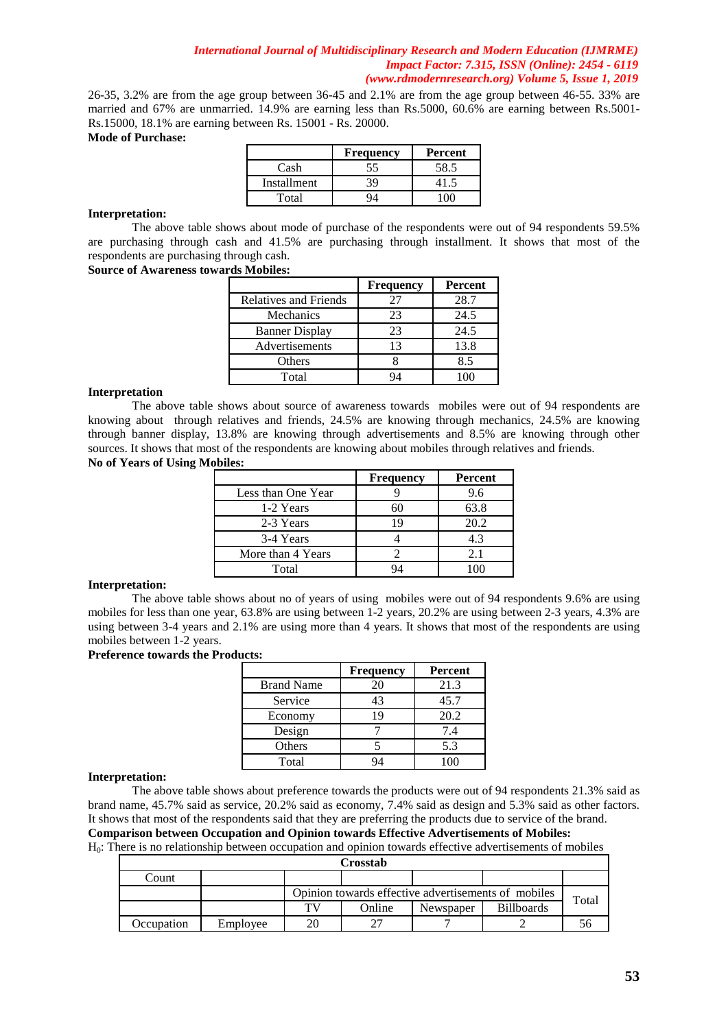26-35, 3.2% are from the age group between 36-45 and 2.1% are from the age group between 46-55. 33% are married and 67% are unmarried. 14.9% are earning less than Rs.5000, 60.6% are earning between Rs.5001-Rs.15000, 18.1% are earning between Rs. 15001 - Rs. 20000.

**Mode of Purchase:**

| | Frequency | Percent |
|---|---|---|
| Cash | 55 | 58.5 |
| Installment | 39 | 41.5 |
| Total | 94 | 100 |

**Interpretation:**

The above table shows about mode of purchase of the respondents were out of 94 respondents 59.5% are purchasing through cash and 41.5% are purchasing through installment. It shows that most of the respondents are purchasing through cash.

**Source of Awareness towards Mobiles:**

| | Frequency | Percent |
|---|---|---|
| Relatives and Friends | 27 | 28.7 |
| Mechanics | 23 | 24.5 |
| Banner Display | 23 | 24.5 |
| Advertisements | 13 | 13.8 |
| Others | 8 | 8.5 |
| Total | 94 | 100 |

**Interpretation**

The above table shows about source of awareness towards mobiles were out of 94 respondents are knowing about through relatives and friends, 24.5% are knowing through mechanics, 24.5% are knowing through banner display, 13.8% are knowing through advertisements and 8.5% are knowing through other sources. It shows that most of the respondents are knowing about mobiles through relatives and friends.

**No of Years of Using Mobiles:**

| | Frequency | Percent |
|---|---|---|
| Less than One Year | 9 | 9.6 |
| 1-2 Years | 60 | 63.8 |
| 2-3 Years | 19 | 20.2 |
| 3-4 Years | 4 | 4.3 |
| More than 4 Years | 2 | 2.1 |
| Total | 94 | 100 |

**Interpretation:**

The above table shows about no of years of using mobiles were out of 94 respondents 9.6% are using mobiles for less than one year, 63.8% are using between 1-2 years, 20.2% are using between 2-3 years, 4.3% are using between 3-4 years and 2.1% are using more than 4 years. It shows that most of the respondents are using mobiles between 1-2 years.

**Preference towards the Products:**

| | Frequency | Percent |
|---|---|---|
| Brand Name | 20 | 21.3 |
| Service | 43 | 45.7 |
| Economy | 19 | 20.2 |
| Design | 7 | 7.4 |
| Others | 5 | 5.3 |
| Total | 94 | 100 |

**Interpretation:**

The above table shows about preference towards the products were out of 94 respondents 21.3% said as brand name, 45.7% said as service, 20.2% said as economy, 7.4% said as design and 5.3% said as other factors. It shows that most of the respondents said that they are preferring the products due to service of the brand.

**Comparison between Occupation and Opinion towards Effective Advertisements of Mobiles:**

$H_0$: There is no relationship between occupation and opinion towards effective advertisements of mobiles

| Crosstab | | | | | | |
|---|---|---|---|---|---|---|
| Count | | | | | | |
| | | Opinion towards effective advertisements of mobiles | | | | Total |
| | | TV | Online | Newspaper | Billboards | |
| Occupation | Employee | 20 | 27 | 7 | 2 | 56 |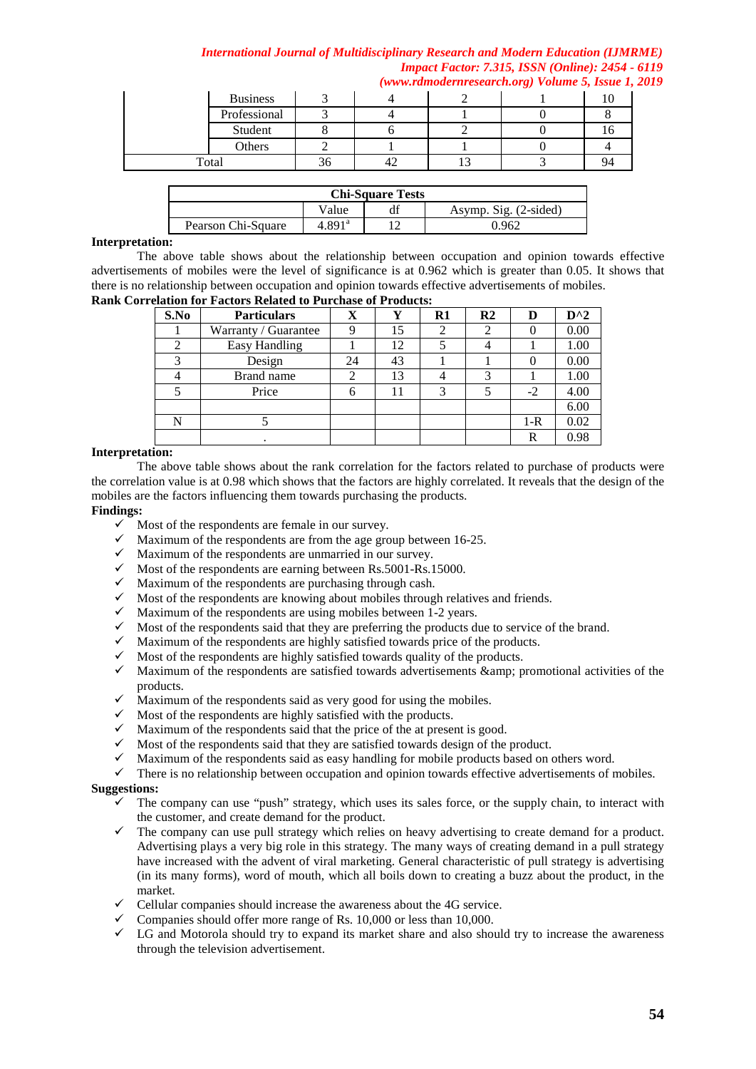| | | | | | | |
|---|---|---|---|---|---|---|
| | Business | 3 | 4 | 2 | 1 | 10 |
| | Professional | 3 | 4 | 1 | 0 | 8 |
| | Student | 8 | 6 | 2 | 0 | 16 |
| | Others | 2 | 1 | 1 | 0 | 4 |
| Total | | 36 | 42 | 13 | 3 | 94 |

| Chi-Square Tests | | | |
|---|---|---|---|
| | Value | df | Asymp. Sig. (2-sided) |
| Pearson Chi-Square | 4.891[a] | 12 | 0.962 |

**Interpretation:**

The above table shows about the relationship between occupation and opinion towards effective advertisements of mobiles were the level of significance is at 0.962 which is greater than 0.05. It shows that there is no relationship between occupation and opinion towards effective advertisements of mobiles.

**Rank Correlation for Factors Related to Purchase of Products:**

| S.No | Particulars | X | Y | R1 | R2 | D | D^2 |
|---|---|---|---|---|---|---|---|
| 1 | Warranty / Guarantee | 9 | 15 | 2 | 2 | 0 | 0.00 |
| 2 | Easy Handling | 1 | 12 | 5 | 4 | 1 | 1.00 |
| 3 | Design | 24 | 43 | 1 | 1 | 0 | 0.00 |
| 4 | Brand name | 2 | 13 | 4 | 3 | 1 | 1.00 |
| 5 | Price | 6 | 11 | 3 | 5 | -2 | 4.00 |
| | | | | | | | 6.00 |
| N | 5 | | | | | 1-R | 0.02 |
| | . | | | | | R | 0.98 |

**Interpretation:**

The above table shows about the rank correlation for the factors related to purchase of products were the correlation value is at 0.98 which shows that the factors are highly correlated. It reveals that the design of the mobiles are the factors influencing them towards purchasing the products.

**Findings:**

- ✓ Most of the respondents are female in our survey.
- ✓ Maximum of the respondents are from the age group between 16-25.
- ✓ Maximum of the respondents are unmarried in our survey.
- ✓ Most of the respondents are earning between Rs.5001-Rs.15000.
- ✓ Maximum of the respondents are purchasing through cash.
- ✓ Most of the respondents are knowing about mobiles through relatives and friends.
- ✓ Maximum of the respondents are using mobiles between 1-2 years.
- ✓ Most of the respondents said that they are preferring the products due to service of the brand.
- ✓ Maximum of the respondents are highly satisfied towards price of the products.
- ✓ Most of the respondents are highly satisfied towards quality of the products.
- ✓ Maximum of the respondents are satisfied towards advertisements &amp; promotional activities of the products.
- ✓ Maximum of the respondents said as very good for using the mobiles.
- ✓ Most of the respondents are highly satisfied with the products.
- ✓ Maximum of the respondents said that the price of the at present is good.
- ✓ Most of the respondents said that they are satisfied towards design of the product.
- ✓ Maximum of the respondents said as easy handling for mobile products based on others word.
- ✓ There is no relationship between occupation and opinion towards effective advertisements of mobiles.

**Suggestions:**

- ✓ The company can use "push" strategy, which uses its sales force, or the supply chain, to interact with the customer, and create demand for the product.
- ✓ The company can use pull strategy which relies on heavy advertising to create demand for a product. Advertising plays a very big role in this strategy. The many ways of creating demand in a pull strategy have increased with the advent of viral marketing. General characteristic of pull strategy is advertising (in its many forms), word of mouth, which all boils down to creating a buzz about the product, in the market.
- ✓ Cellular companies should increase the awareness about the 4G service.
- ✓ Companies should offer more range of Rs. 10,000 or less than 10,000.
- ✓ LG and Motorola should try to expand its market share and also should try to increase the awareness through the television advertisement.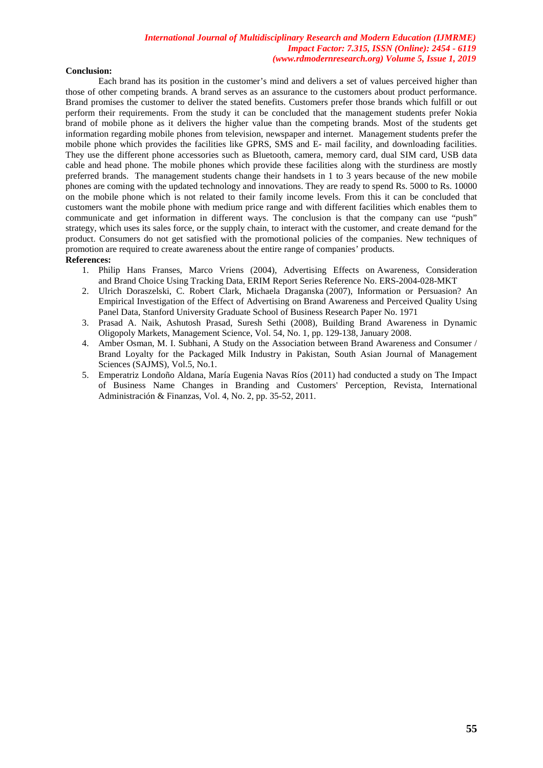**Conclusion:**

Each brand has its position in the customer's mind and delivers a set of values perceived higher than those of other competing brands. A brand serves as an assurance to the customers about product performance. Brand promises the customer to deliver the stated benefits. Customers prefer those brands which fulfill or out perform their requirements. From the study it can be concluded that the management students prefer Nokia brand of mobile phone as it delivers the higher value than the competing brands. Most of the students get information regarding mobile phones from television, newspaper and internet. Management students prefer the mobile phone which provides the facilities like GPRS, SMS and E- mail facility, and downloading facilities. They use the different phone accessories such as Bluetooth, camera, memory card, dual SIM card, USB data cable and head phone. The mobile phones which provide these facilities along with the sturdiness are mostly preferred brands. The management students change their handsets in 1 to 3 years because of the new mobile phones are coming with the updated technology and innovations. They are ready to spend Rs. 5000 to Rs. 10000 on the mobile phone which is not related to their family income levels. From this it can be concluded that customers want the mobile phone with medium price range and with different facilities which enables them to communicate and get information in different ways. The conclusion is that the company can use "push" strategy, which uses its sales force, or the supply chain, to interact with the customer, and create demand for the product. Consumers do not get satisfied with the promotional policies of the companies. New techniques of promotion are required to create awareness about the entire range of companies' products.

**References:**

1. Philip Hans Franses, Marco Vriens (2004), Advertising Effects on Awareness, Consideration and Brand Choice Using Tracking Data, ERIM Report Series Reference No. ERS-2004-028-MKT
2. Ulrich Doraszelski, C. Robert Clark, Michaela Draganska (2007), Information or Persuasion? An Empirical Investigation of the Effect of Advertising on Brand Awareness and Perceived Quality Using Panel Data, Stanford University Graduate School of Business Research Paper No. 1971
3. Prasad A. Naik, Ashutosh Prasad, Suresh Sethi (2008), Building Brand Awareness in Dynamic Oligopoly Markets, Management Science, Vol. 54, No. 1, pp. 129-138, January 2008.
4. Amber Osman, M. I. Subhani, A Study on the Association between Brand Awareness and Consumer / Brand Loyalty for the Packaged Milk Industry in Pakistan, South Asian Journal of Management Sciences (SAJMS), Vol.5, No.1.
5. Emperatriz Londoño Aldana, María Eugenia Navas Ríos (2011) had conducted a study on The Impact of Business Name Changes in Branding and Customers' Perception, Revista, International Administración & Finanzas, Vol. 4, No. 2, pp. 35-52, 2011.